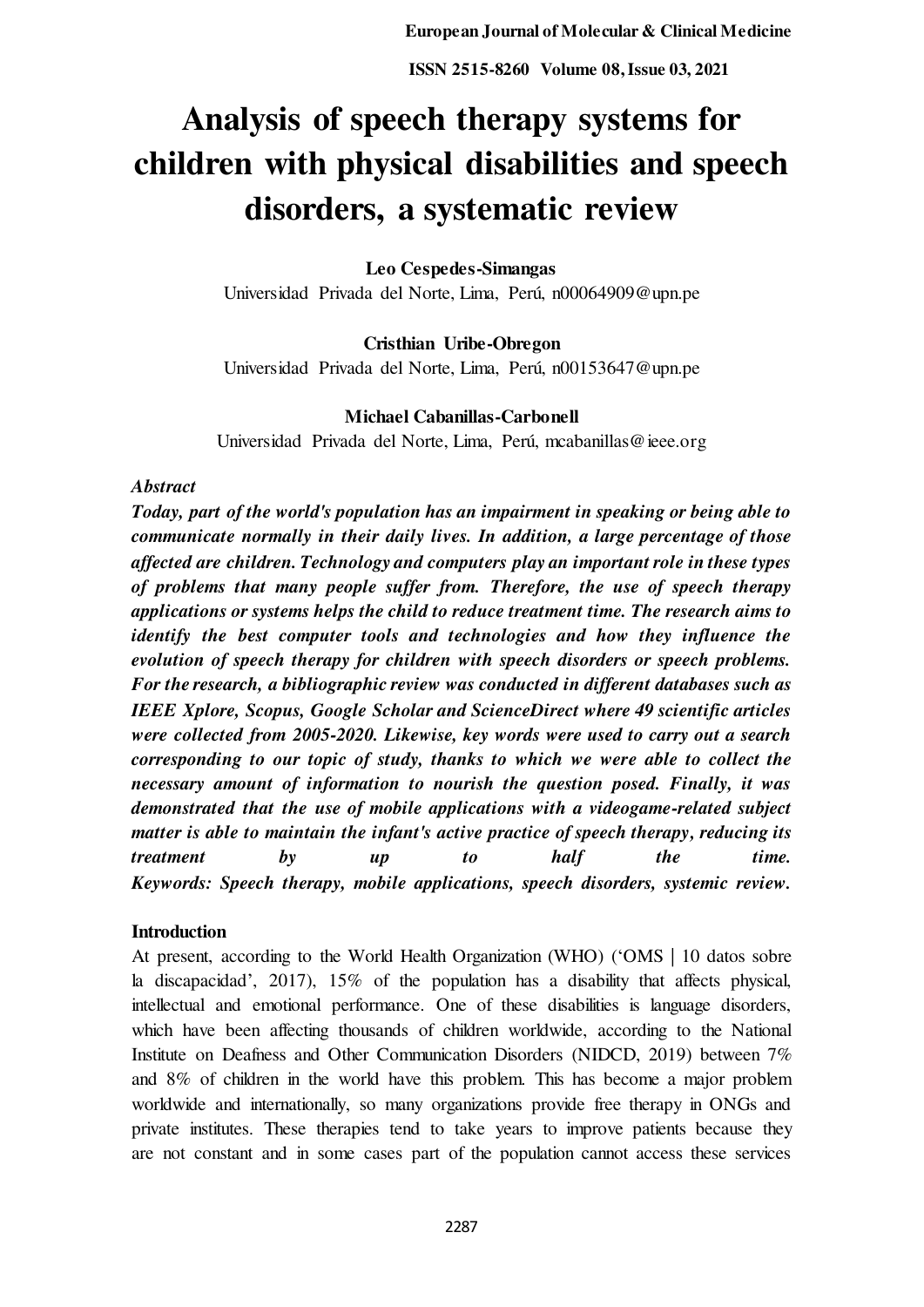# Analysis of speech therapy systems for children with physical disabilities and speech disorders, a systematic review

**Leo Cespedes-Simangas**
Universidad Privada del Norte, Lima, Perú, n00064909@upn.pe

**Cristhian Uribe-Obregon**
Universidad Privada del Norte, Lima, Perú, n00153647@upn.pe

**Michael Cabanillas-Carbonell**
Universidad Privada del Norte, Lima, Perú, mcabanillas@ieee.org

***Abstract***

***Today, part of the world's population has an impairment in speaking or being able to communicate normally in their daily lives. In addition, a large percentage of those affected are children. Technology and computers play an important role in these types of problems that many people suffer from. Therefore, the use of speech therapy applications or systems helps the child to reduce treatment time. The research aims to identify the best computer tools and technologies and how they influence the evolution of speech therapy for children with speech disorders or speech problems. For the research, a bibliographic review was conducted in different databases such as IEEE Xplore, Scopus, Google Scholar and ScienceDirect where 49 scientific articles were collected from 2005-2020. Likewise, key words were used to carry out a search corresponding to our topic of study, thanks to which we were able to collect the necessary amount of information to nourish the question posed. Finally, it was demonstrated that the use of mobile applications with a videogame-related subject matter is able to maintain the infant's active practice of speech therapy, reducing its treatment by up to half the time.***

***Keywords: Speech therapy, mobile applications, speech disorders, systemic review.***

## Introduction

At present, according to the World Health Organization (WHO) ('OMS | 10 datos sobre la discapacidad', 2017), 15% of the population has a disability that affects physical, intellectual and emotional performance. One of these disabilities is language disorders, which have been affecting thousands of children worldwide, according to the National Institute on Deafness and Other Communication Disorders (NIDCD, 2019) between 7% and 8% of children in the world have this problem. This has become a major problem worldwide and internationally, so many organizations provide free therapy in ONGs and private institutes. These therapies tend to take years to improve patients because they are not constant and in some cases part of the population cannot access these services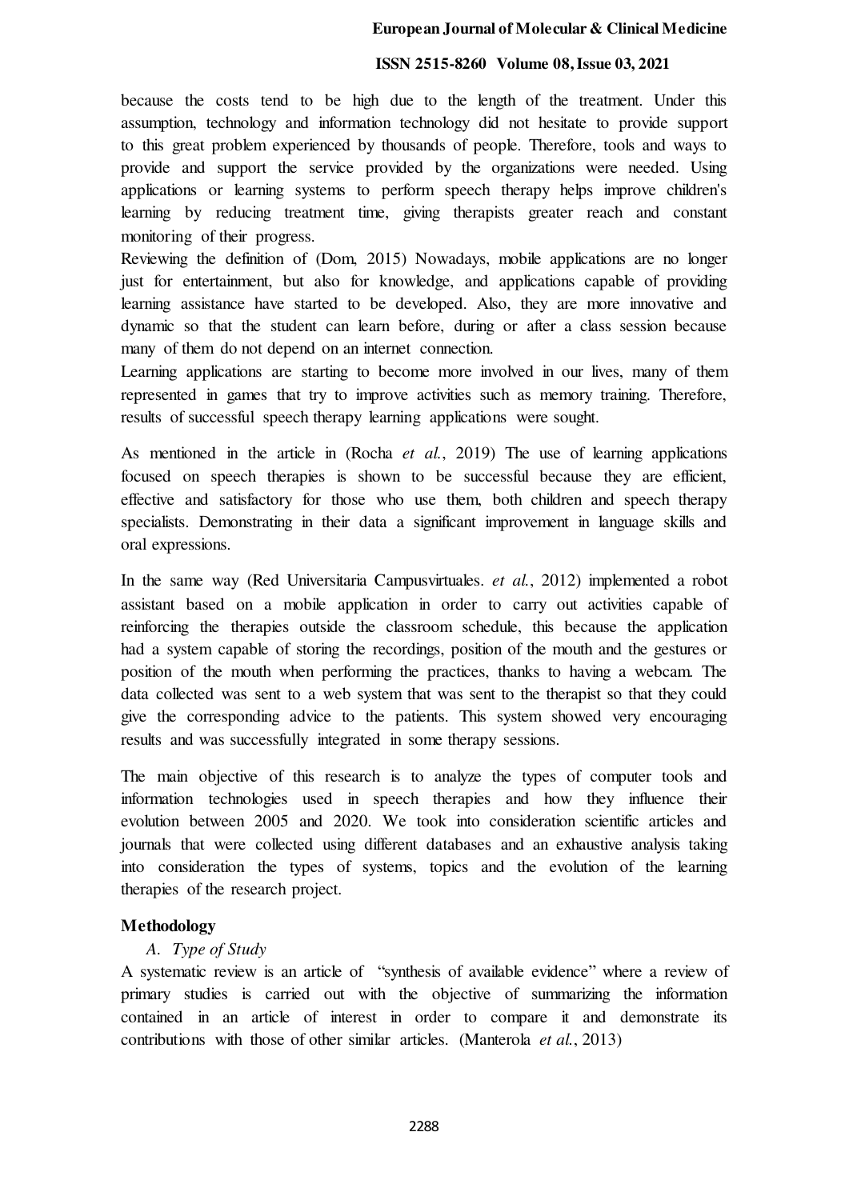because the costs tend to be high due to the length of the treatment. Under this assumption, technology and information technology did not hesitate to provide support to this great problem experienced by thousands of people. Therefore, tools and ways to provide and support the service provided by the organizations were needed. Using applications or learning systems to perform speech therapy helps improve children's learning by reducing treatment time, giving therapists greater reach and constant monitoring of their progress.

Reviewing the definition of (Dom, 2015) Nowadays, mobile applications are no longer just for entertainment, but also for knowledge, and applications capable of providing learning assistance have started to be developed. Also, they are more innovative and dynamic so that the student can learn before, during or after a class session because many of them do not depend on an internet connection.

Learning applications are starting to become more involved in our lives, many of them represented in games that try to improve activities such as memory training. Therefore, results of successful speech therapy learning applications were sought.

As mentioned in the article in (Rocha *et al.*, 2019) The use of learning applications focused on speech therapies is shown to be successful because they are efficient, effective and satisfactory for those who use them, both children and speech therapy specialists. Demonstrating in their data a significant improvement in language skills and oral expressions.

In the same way (Red Universitaria Campusvirtuales. *et al.*, 2012) implemented a robot assistant based on a mobile application in order to carry out activities capable of reinforcing the therapies outside the classroom schedule, this because the application had a system capable of storing the recordings, position of the mouth and the gestures or position of the mouth when performing the practices, thanks to having a webcam. The data collected was sent to a web system that was sent to the therapist so that they could give the corresponding advice to the patients. This system showed very encouraging results and was successfully integrated in some therapy sessions.

The main objective of this research is to analyze the types of computer tools and information technologies used in speech therapies and how they influence their evolution between 2005 and 2020. We took into consideration scientific articles and journals that were collected using different databases and an exhaustive analysis taking into consideration the types of systems, topics and the evolution of the learning therapies of the research project.

## Methodology

### *A. Type of Study*

A systematic review is an article of "synthesis of available evidence" where a review of primary studies is carried out with the objective of summarizing the information contained in an article of interest in order to compare it and demonstrate its contributions with those of other similar articles. (Manterola *et al.*, 2013)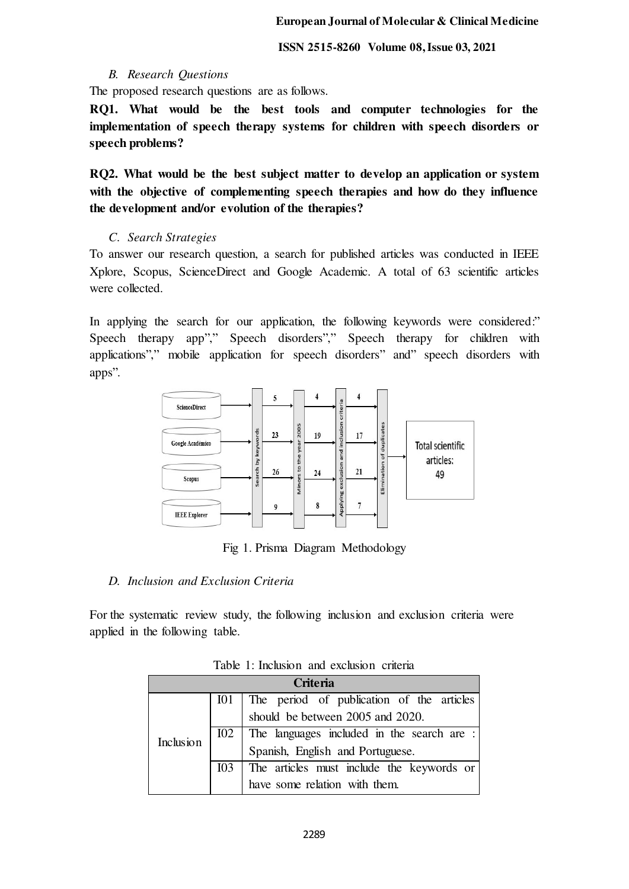*B. Research Questions*

The proposed research questions are as follows.

**RQ1. What would be the best tools and computer technologies for the implementation of speech therapy systems for children with speech disorders or speech problems?**

**RQ2. What would be the best subject matter to develop an application or system with the objective of complementing speech therapies and how do they influence the development and/or evolution of the therapies?**

*C. Search Strategies*

To answer our research question, a search for published articles was conducted in IEEE Xplore, Scopus, ScienceDirect and Google Academic. A total of 63 scientific articles were collected.

In applying the search for our application, the following keywords were considered:" Speech therapy app"," Speech disorders"," Speech therapy for children with applications"," mobile application for speech disorders" and" speech disorders with apps".

| Database | Search by keywords | Minors to the year 2005 | Applying exclusion and inclusion criteria |
|---|---|---|---|
| ScienceDirect | 5 | 4 | 4 |
| Google Académico | 23 | 19 | 17 |
| Scopus | 26 | 24 | 21 |
| IEEE Explorer | 9 | 8 | 7 |

Elimination of duplicates → Total scientific articles: 49

Fig 1. Prisma Diagram Methodology

*D. Inclusion and Exclusion Criteria*

For the systematic review study, the following inclusion and exclusion criteria were applied in the following table.

Table 1: Inclusion and exclusion criteria

| Criteria | | |
|---|---|---|
| Inclusion | I01 | The period of publication of the articles should be between 2005 and 2020. |
| | I02 | The languages included in the search are : Spanish, English and Portuguese. |
| | I03 | The articles must include the keywords or have some relation with them. |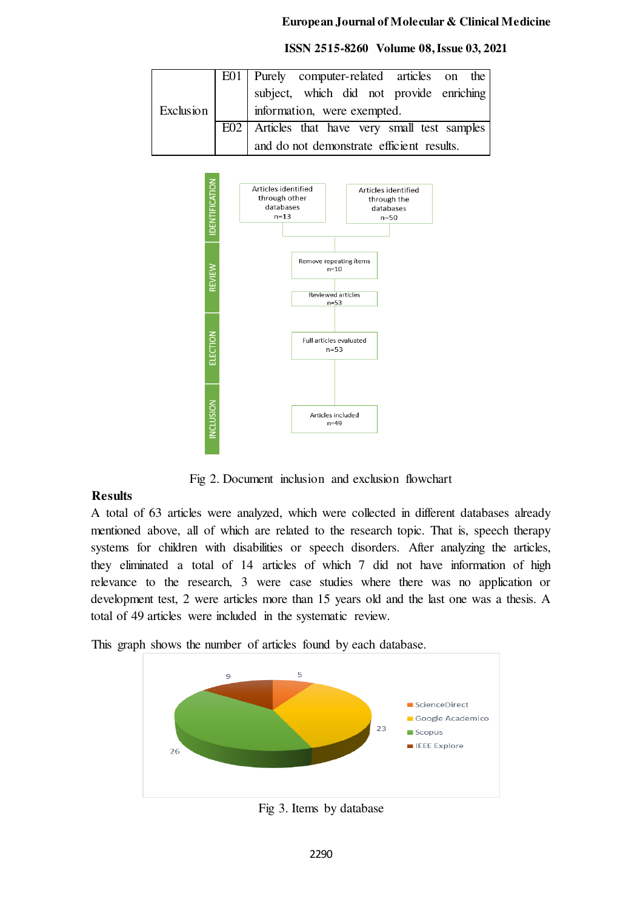| | | |
|---|---|---|
| Exclusion | E01 | Purely computer-related articles on the subject, which did not provide enriching information, were exempted. |
| | E02 | Articles that have very small test samples and do not demonstrate efficient results. |

Fig 2. Document inclusion and exclusion flowchart

## Results

A total of 63 articles were analyzed, which were collected in different databases already mentioned above, all of which are related to the research topic. That is, speech therapy systems for children with disabilities or speech disorders. After analyzing the articles, they eliminated a total of 14 articles of which 7 did not have information of high relevance to the research, 3 were case studies where there was no application or development test, 2 were articles more than 15 years old and the last one was a thesis. A total of 49 articles were included in the systematic review.

This graph shows the number of articles found by each database.

Fig 3. Items by database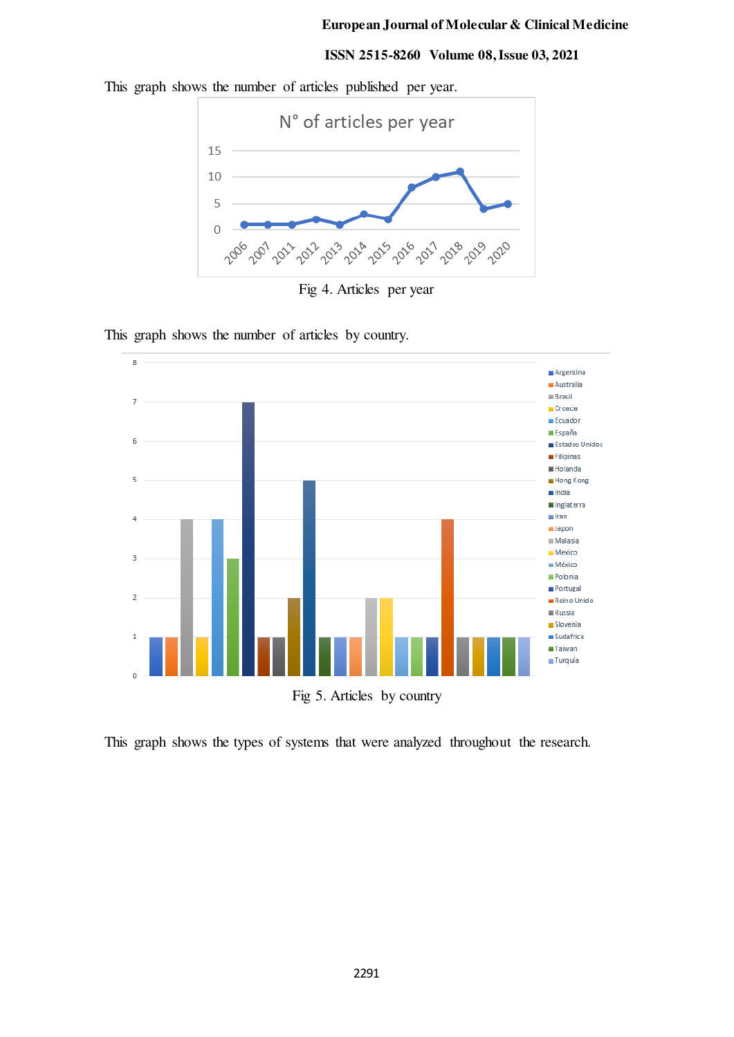This graph shows the number of articles published per year.

Fig 4. Articles per year

This graph shows the number of articles by country.

Fig 5. Articles by country

This graph shows the types of systems that were analyzed throughout the research.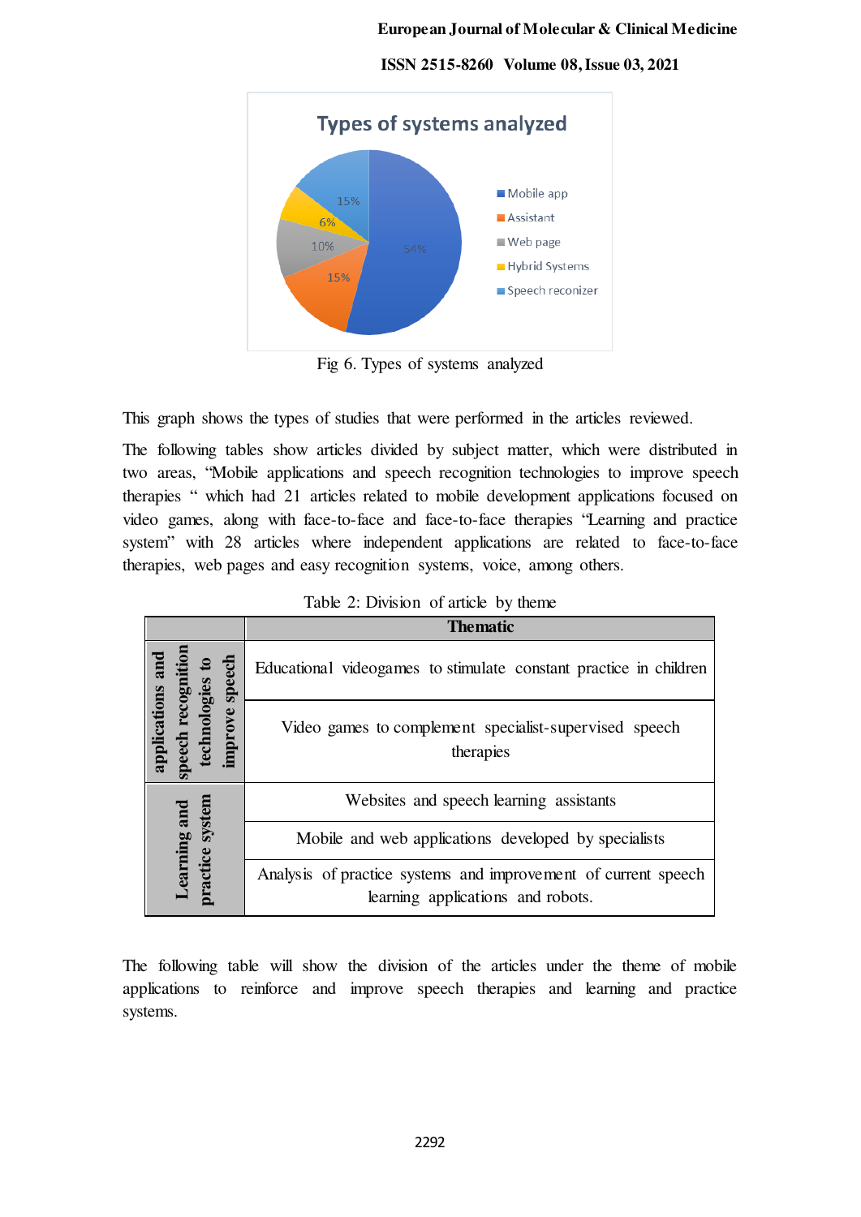Fig 6. Types of systems analyzed

This graph shows the types of studies that were performed in the articles reviewed.

The following tables show articles divided by subject matter, which were distributed in two areas, "Mobile applications and speech recognition technologies to improve speech therapies " which had 21 articles related to mobile development applications focused on video games, along with face-to-face and face-to-face therapies "Learning and practice system" with 28 articles where independent applications are related to face-to-face therapies, web pages and easy recognition systems, voice, among others.

Table 2: Division of article by theme

| | Thematic |
|---|---|
| applications and speech recognition technologies to improve speech | Educational videogames to stimulate constant practice in children |
| | Video games to complement specialist-supervised speech therapies |
| Learning and practice system | Websites and speech learning assistants |
| | Mobile and web applications developed by specialists |
| | Analysis of practice systems and improvement of current speech learning applications and robots. |

The following table will show the division of the articles under the theme of mobile applications to reinforce and improve speech therapies and learning and practice systems.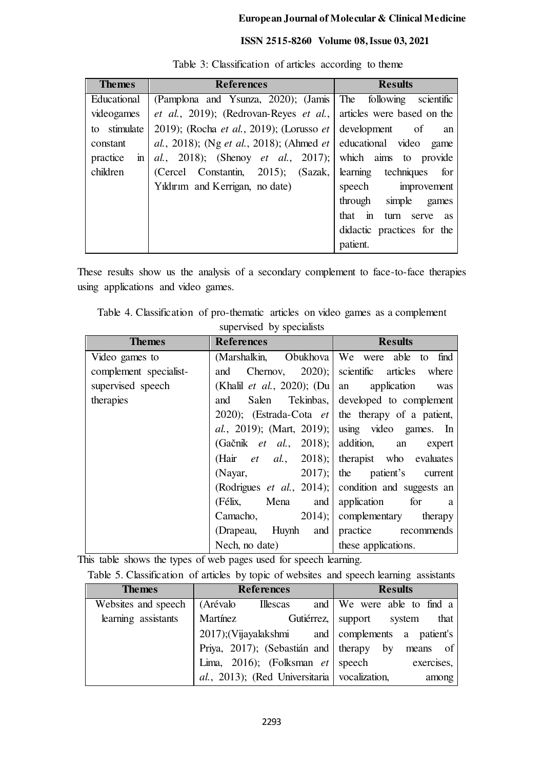Table 3: Classification of articles according to theme

| Themes | References | Results |
|---|---|---|
| Educational videogames to stimulate constant practice in children | (Pamplona and Ysunza, 2020); (Jamis *et al.*, 2019); (Redrovan-Reyes *et al.*, 2019); (Rocha *et al.*, 2019); (Lorusso *et al.*, 2018); (Ng *et al.*, 2018); (Ahmed *et al.*, 2018); (Shenoy *et al.*, 2017); (Cercel Constantin, 2015); (Sazak, Yıldırım and Kerrigan, no date) | The following scientific articles were based on the development of an educational video game which aims to provide learning techniques for speech improvement through simple games that in turn serve as didactic practices for the patient. |

These results show us the analysis of a secondary complement to face-to-face therapies using applications and video games.

Table 4. Classification of pro-thematic articles on video games as a complement supervised by specialists

| Themes | References | Results |
|---|---|---|
| Video games to complement specialist-supervised speech therapies | (Marshalkin, Obukhova and Chernov, 2020); (Khalil *et al.*, 2020); (Du and Salen Tekinbas, 2020); (Estrada-Cota *et al.*, 2019); (Mart, 2019); (Gačnik *et al.*, 2018); (Hair *et al.*, 2018); (Nayar, 2017); (Rodrigues *et al.*, 2014); (Félix, Mena and Camacho, 2014); (Drapeau, Huynh and Nech, no date) | We were able to find scientific articles where an application was developed to complement the therapy of a patient, using video games. In addition, an expert therapist who evaluates the patient's current condition and suggests an application for a complementary therapy practice recommends these applications. |

This table shows the types of web pages used for speech learning.

Table 5. Classification of articles by topic of websites and speech learning assistants

| Themes | References | Results |
|---|---|---|
| Websites and speech learning assistants | (Arévalo Illescas and Martínez Gutiérrez, 2017);(Vijayalakshmi and Priya, 2017); (Sebastián and Lima, 2016); (Folksman *et al.*, 2013); (Red Universitaria | We were able to find a support system that complements a patient's therapy by means of speech exercises, vocalization, among |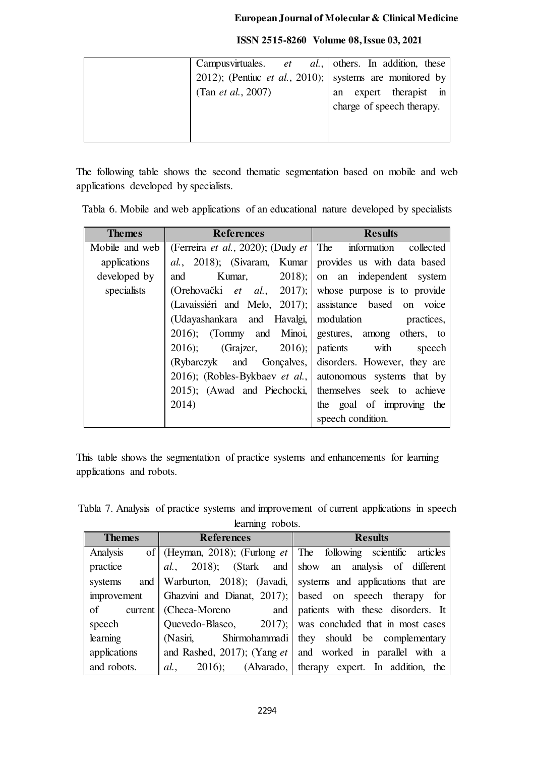| | Campusvirtuales. *et al.*, 2012); (Pentiuc *et al.*, 2010); (Tan *et al.*, 2007) | others. In addition, these systems are monitored by an expert therapist in charge of speech therapy. |
|---|---|---|

The following table shows the second thematic segmentation based on mobile and web applications developed by specialists.

Tabla 6. Mobile and web applications of an educational nature developed by specialists

| Themes | References | Results |
|---|---|---|
| Mobile and web applications developed by specialists | (Ferreira *et al.*, 2020); (Dudy *et al.*, 2018); (Sivaram, Kumar and Kumar, 2018); (Orehovački *et al.*, 2017); (Lavaissiéri and Melo, 2017); (Udayashankara and Havalgi, 2016); (Tommy and Minoi, 2016); (Grajzer, 2016); (Rybarczyk and Gonçalves, 2016); (Robles-Bykbaev *et al.*, 2015); (Awad and Piechocki, 2014) | The information collected provides us with data based on an independent system whose purpose is to provide assistance based on voice modulation practices, gestures, among others, to patients with speech disorders. However, they are autonomous systems that by themselves seek to achieve the goal of improving the speech condition. |

This table shows the segmentation of practice systems and enhancements for learning applications and robots.

Tabla 7. Analysis of practice systems and improvement of current applications in speech learning robots.

| Themes | References | Results |
|---|---|---|
| Analysis of practice systems and improvement of current speech learning applications and robots. | (Heyman, 2018); (Furlong *et al.*, 2018); (Stark and Warburton, 2018); (Javadi, Ghazvini and Dianat, 2017); (Checa-Moreno and Quevedo-Blasco, 2017); (Nasiri, Shirmohammadi and Rashed, 2017); (Yang *et al.*, 2016); (Alvarado, | The following scientific articles show an analysis of different systems and applications that are based on speech therapy for patients with these disorders. It was concluded that in most cases they should be complementary and worked in parallel with a therapy expert. In addition, the |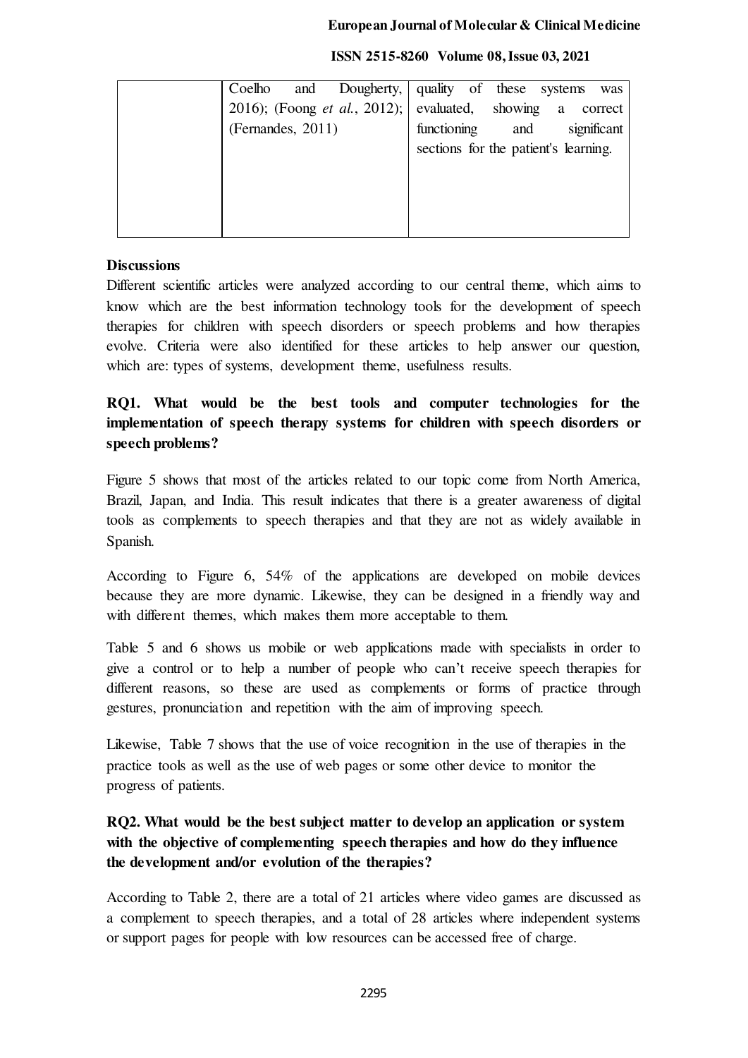| | Coelho and Dougherty, 2016); (Foong *et al.*, 2012); (Fernandes, 2011) | quality of these systems was evaluated, showing a correct functioning and significant sections for the patient's learning. |
|---|---|---|

**Discussions**

Different scientific articles were analyzed according to our central theme, which aims to know which are the best information technology tools for the development of speech therapies for children with speech disorders or speech problems and how therapies evolve. Criteria were also identified for these articles to help answer our question, which are: types of systems, development theme, usefulness results.

**RQ1. What would be the best tools and computer technologies for the implementation of speech therapy systems for children with speech disorders or speech problems?**

Figure 5 shows that most of the articles related to our topic come from North America, Brazil, Japan, and India. This result indicates that there is a greater awareness of digital tools as complements to speech therapies and that they are not as widely available in Spanish.

According to Figure 6, 54% of the applications are developed on mobile devices because they are more dynamic. Likewise, they can be designed in a friendly way and with different themes, which makes them more acceptable to them.

Table 5 and 6 shows us mobile or web applications made with specialists in order to give a control or to help a number of people who can't receive speech therapies for different reasons, so these are used as complements or forms of practice through gestures, pronunciation and repetition with the aim of improving speech.

Likewise, Table 7 shows that the use of voice recognition in the use of therapies in the practice tools as well as the use of web pages or some other device to monitor the progress of patients.

**RQ2. What would be the best subject matter to develop an application or system with the objective of complementing speech therapies and how do they influence the development and/or evolution of the therapies?**

According to Table 2, there are a total of 21 articles where video games are discussed as a complement to speech therapies, and a total of 28 articles where independent systems or support pages for people with low resources can be accessed free of charge.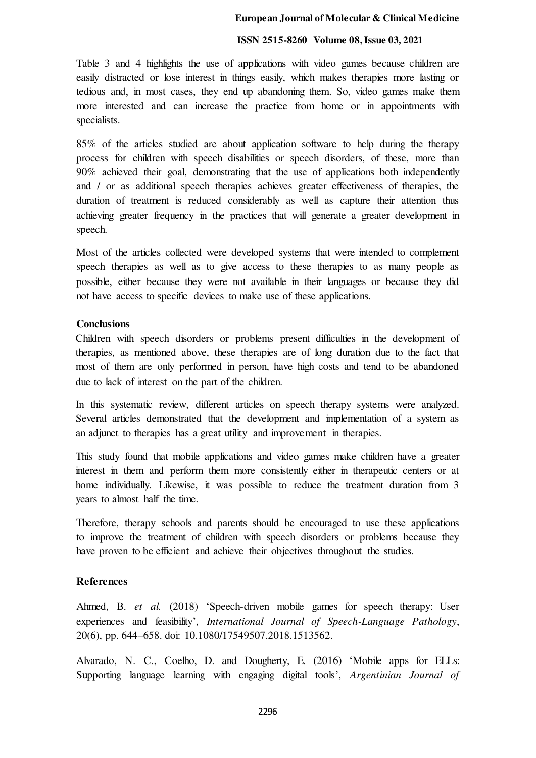Table 3 and 4 highlights the use of applications with video games because children are easily distracted or lose interest in things easily, which makes therapies more lasting or tedious and, in most cases, they end up abandoning them. So, video games make them more interested and can increase the practice from home or in appointments with specialists.

85% of the articles studied are about application software to help during the therapy process for children with speech disabilities or speech disorders, of these, more than 90% achieved their goal, demonstrating that the use of applications both independently and / or as additional speech therapies achieves greater effectiveness of therapies, the duration of treatment is reduced considerably as well as capture their attention thus achieving greater frequency in the practices that will generate a greater development in speech.

Most of the articles collected were developed systems that were intended to complement speech therapies as well as to give access to these therapies to as many people as possible, either because they were not available in their languages or because they did not have access to specific devices to make use of these applications.

## Conclusions

Children with speech disorders or problems present difficulties in the development of therapies, as mentioned above, these therapies are of long duration due to the fact that most of them are only performed in person, have high costs and tend to be abandoned due to lack of interest on the part of the children.

In this systematic review, different articles on speech therapy systems were analyzed. Several articles demonstrated that the development and implementation of a system as an adjunct to therapies has a great utility and improvement in therapies.

This study found that mobile applications and video games make children have a greater interest in them and perform them more consistently either in therapeutic centers or at home individually. Likewise, it was possible to reduce the treatment duration from 3 years to almost half the time.

Therefore, therapy schools and parents should be encouraged to use these applications to improve the treatment of children with speech disorders or problems because they have proven to be efficient and achieve their objectives throughout the studies.

## References

Ahmed, B. *et al.* (2018) 'Speech-driven mobile games for speech therapy: User experiences and feasibility', *International Journal of Speech-Language Pathology*, 20(6), pp. 644–658. doi: 10.1080/17549507.2018.1513562.

Alvarado, N. C., Coelho, D. and Dougherty, E. (2016) 'Mobile apps for ELLs: Supporting language learning with engaging digital tools', *Argentinian Journal of*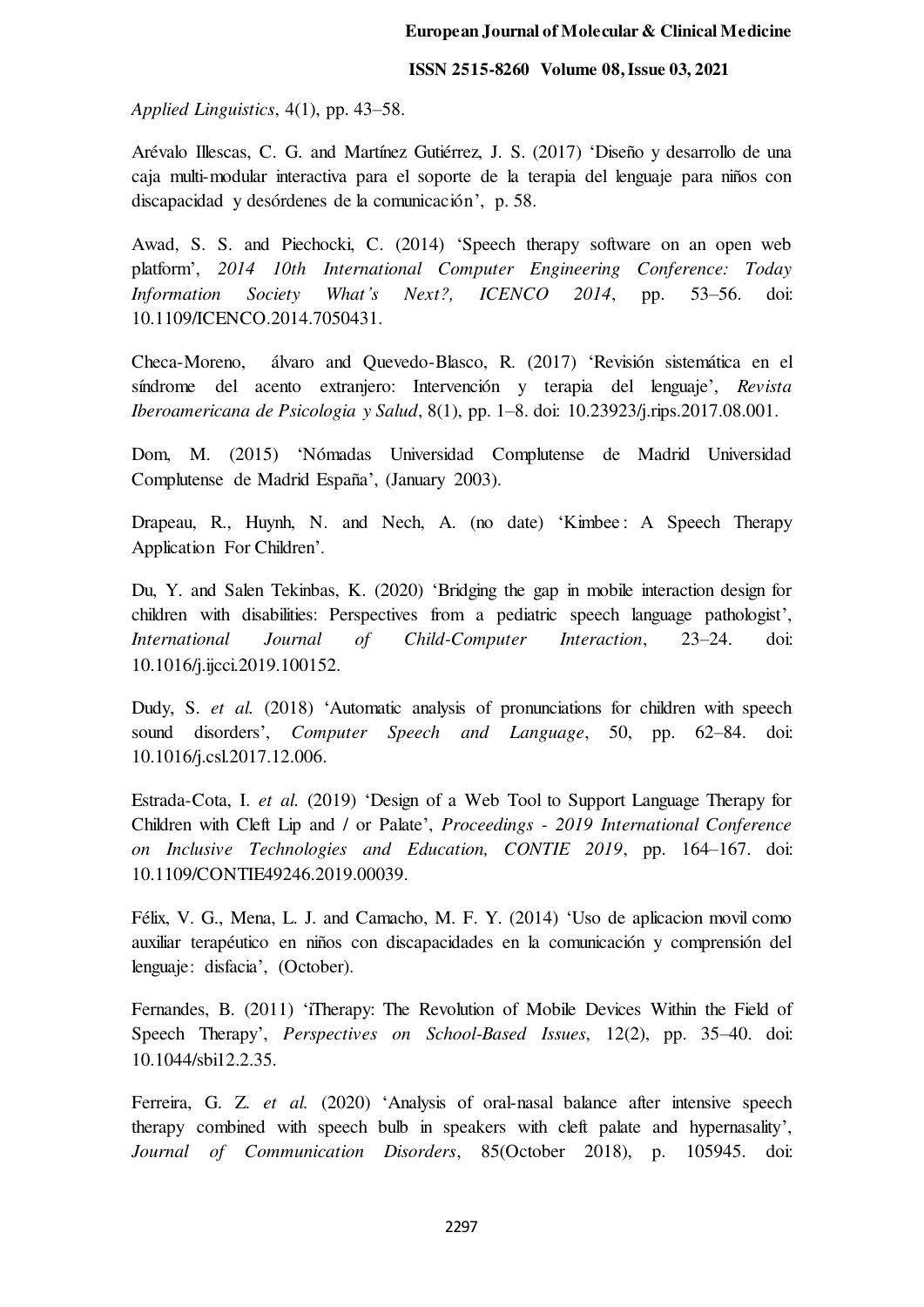*Applied Linguistics*, 4(1), pp. 43–58.

Arévalo Illescas, C. G. and Martínez Gutiérrez, J. S. (2017) 'Diseño y desarrollo de una caja multi-modular interactiva para el soporte de la terapia del lenguaje para niños con discapacidad y desórdenes de la comunicación', p. 58.

Awad, S. S. and Piechocki, C. (2014) 'Speech therapy software on an open web platform', *2014 10th International Computer Engineering Conference: Today Information Society What's Next?, ICENCO 2014*, pp. 53–56. doi: 10.1109/ICENCO.2014.7050431.

Checa-Moreno, álvaro and Quevedo-Blasco, R. (2017) 'Revisión sistemática en el síndrome del acento extranjero: Intervención y terapia del lenguaje', *Revista Iberoamericana de Psicologia y Salud*, 8(1), pp. 1–8. doi: 10.23923/j.rips.2017.08.001.

Dom, M. (2015) 'Nómadas Universidad Complutense de Madrid Universidad Complutense de Madrid España', (January 2003).

Drapeau, R., Huynh, N. and Nech, A. (no date) 'Kimbee : A Speech Therapy Application For Children'.

Du, Y. and Salen Tekinbas, K. (2020) 'Bridging the gap in mobile interaction design for children with disabilities: Perspectives from a pediatric speech language pathologist', *International Journal of Child-Computer Interaction*, 23–24. doi: 10.1016/j.ijcci.2019.100152.

Dudy, S. *et al.* (2018) 'Automatic analysis of pronunciations for children with speech sound disorders', *Computer Speech and Language*, 50, pp. 62–84. doi: 10.1016/j.csl.2017.12.006.

Estrada-Cota, I. *et al.* (2019) 'Design of a Web Tool to Support Language Therapy for Children with Cleft Lip and / or Palate', *Proceedings - 2019 International Conference on Inclusive Technologies and Education, CONTIE 2019*, pp. 164–167. doi: 10.1109/CONTIE49246.2019.00039.

Félix, V. G., Mena, L. J. and Camacho, M. F. Y. (2014) 'Uso de aplicacion movil como auxiliar terapéutico en niños con discapacidades en la comunicación y comprensión del lenguaje: disfacia', (October).

Fernandes, B. (2011) 'iTherapy: The Revolution of Mobile Devices Within the Field of Speech Therapy', *Perspectives on School-Based Issues*, 12(2), pp. 35–40. doi: 10.1044/sbi12.2.35.

Ferreira, G. Z. *et al.* (2020) 'Analysis of oral-nasal balance after intensive speech therapy combined with speech bulb in speakers with cleft palate and hypernasality', *Journal of Communication Disorders*, 85(October 2018), p. 105945. doi: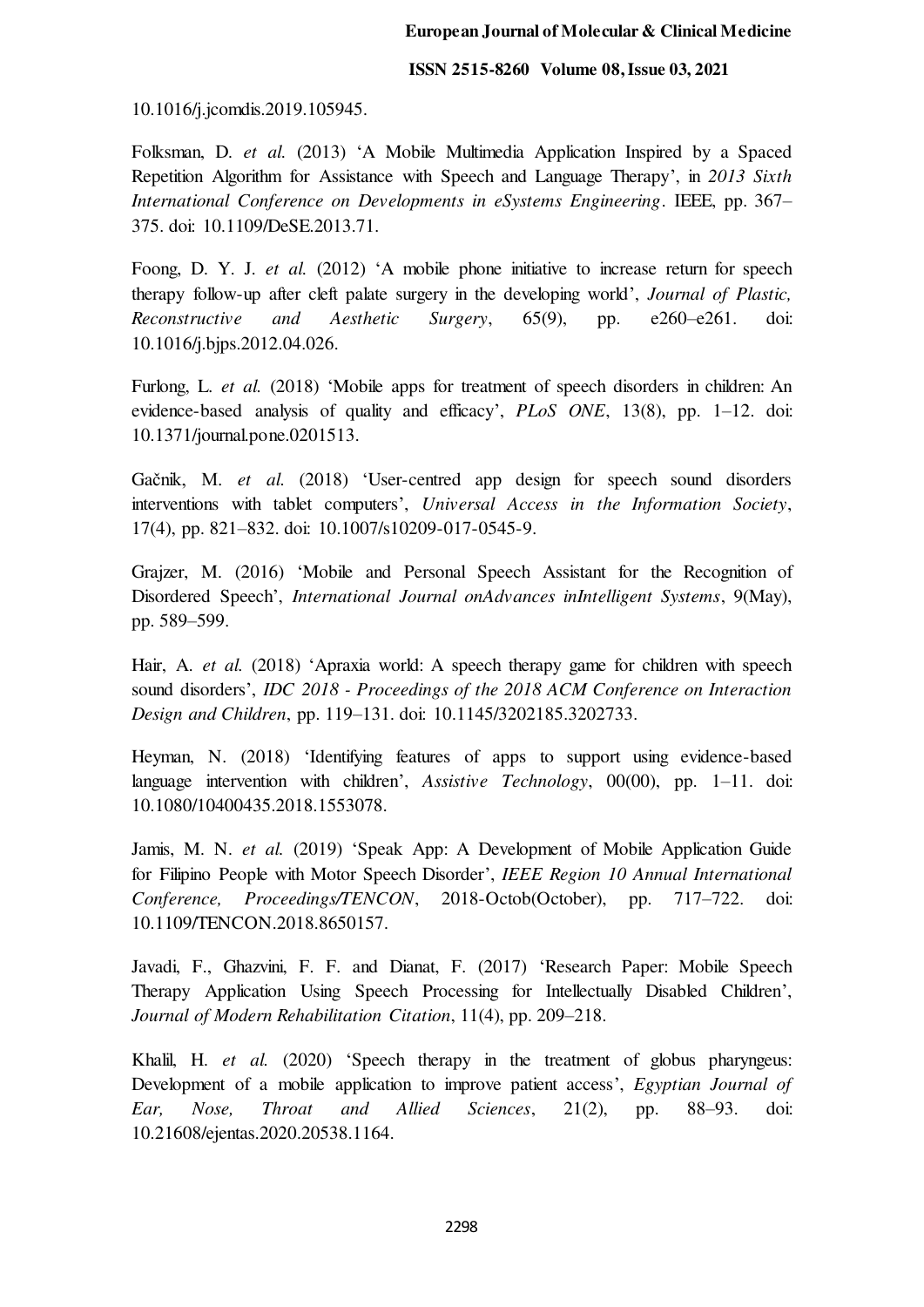10.1016/j.jcomdis.2019.105945.

Folksman, D. *et al.* (2013) 'A Mobile Multimedia Application Inspired by a Spaced Repetition Algorithm for Assistance with Speech and Language Therapy', in *2013 Sixth International Conference on Developments in eSystems Engineering*. IEEE, pp. 367–375. doi: 10.1109/DeSE.2013.71.

Foong, D. Y. J. *et al.* (2012) 'A mobile phone initiative to increase return for speech therapy follow-up after cleft palate surgery in the developing world', *Journal of Plastic, Reconstructive and Aesthetic Surgery*, 65(9), pp. e260–e261. doi: 10.1016/j.bjps.2012.04.026.

Furlong, L. *et al.* (2018) 'Mobile apps for treatment of speech disorders in children: An evidence-based analysis of quality and efficacy', *PLoS ONE*, 13(8), pp. 1–12. doi: 10.1371/journal.pone.0201513.

Gačnik, M. *et al.* (2018) 'User-centred app design for speech sound disorders interventions with tablet computers', *Universal Access in the Information Society*, 17(4), pp. 821–832. doi: 10.1007/s10209-017-0545-9.

Grajzer, M. (2016) 'Mobile and Personal Speech Assistant for the Recognition of Disordered Speech', *International Journal onAdvances inIntelligent Systems*, 9(May), pp. 589–599.

Hair, A. *et al.* (2018) 'Apraxia world: A speech therapy game for children with speech sound disorders', *IDC 2018 - Proceedings of the 2018 ACM Conference on Interaction Design and Children*, pp. 119–131. doi: 10.1145/3202185.3202733.

Heyman, N. (2018) 'Identifying features of apps to support using evidence-based language intervention with children', *Assistive Technology*, 00(00), pp. 1–11. doi: 10.1080/10400435.2018.1553078.

Jamis, M. N. *et al.* (2019) 'Speak App: A Development of Mobile Application Guide for Filipino People with Motor Speech Disorder', *IEEE Region 10 Annual International Conference, Proceedings/TENCON*, 2018-Octob(October), pp. 717–722. doi: 10.1109/TENCON.2018.8650157.

Javadi, F., Ghazvini, F. F. and Dianat, F. (2017) 'Research Paper: Mobile Speech Therapy Application Using Speech Processing for Intellectually Disabled Children', *Journal of Modern Rehabilitation Citation*, 11(4), pp. 209–218.

Khalil, H. *et al.* (2020) 'Speech therapy in the treatment of globus pharyngeus: Development of a mobile application to improve patient access', *Egyptian Journal of Ear, Nose, Throat and Allied Sciences*, 21(2), pp. 88–93. doi: 10.21608/ejentas.2020.20538.1164.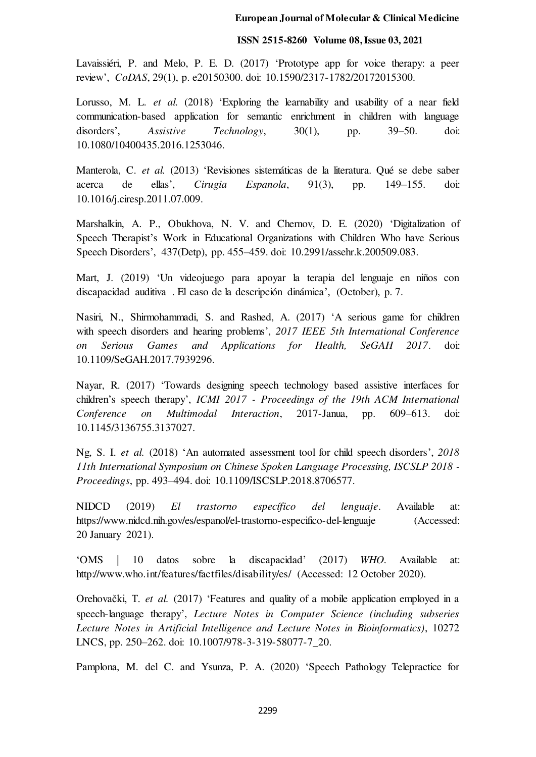Lavaissiéri, P. and Melo, P. E. D. (2017) 'Prototype app for voice therapy: a peer review', *CoDAS*, 29(1), p. e20150300. doi: 10.1590/2317-1782/20172015300.

Lorusso, M. L. *et al.* (2018) 'Exploring the learnability and usability of a near field communication-based application for semantic enrichment in children with language disorders', *Assistive Technology*, 30(1), pp. 39–50. doi: 10.1080/10400435.2016.1253046.

Manterola, C. *et al.* (2013) 'Revisiones sistemáticas de la literatura. Qué se debe saber acerca de ellas', *Cirugia Espanola*, 91(3), pp. 149–155. doi: 10.1016/j.ciresp.2011.07.009.

Marshalkin, A. P., Obukhova, N. V. and Chernov, D. E. (2020) 'Digitalization of Speech Therapist's Work in Educational Organizations with Children Who have Serious Speech Disorders', 437(Detp), pp. 455–459. doi: 10.2991/assehr.k.200509.083.

Mart, J. (2019) 'Un videojuego para apoyar la terapia del lenguaje en niños con discapacidad auditiva . El caso de la descripción dinámica', (October), p. 7.

Nasiri, N., Shirmohammadi, S. and Rashed, A. (2017) 'A serious game for children with speech disorders and hearing problems', *2017 IEEE 5th International Conference on Serious Games and Applications for Health, SeGAH 2017*. doi: 10.1109/SeGAH.2017.7939296.

Nayar, R. (2017) 'Towards designing speech technology based assistive interfaces for children's speech therapy', *ICMI 2017 - Proceedings of the 19th ACM International Conference on Multimodal Interaction*, 2017-Janua, pp. 609–613. doi: 10.1145/3136755.3137027.

Ng, S. I. *et al.* (2018) 'An automated assessment tool for child speech disorders', *2018 11th International Symposium on Chinese Spoken Language Processing, ISCSLP 2018 - Proceedings*, pp. 493–494. doi: 10.1109/ISCSLP.2018.8706577.

NIDCD (2019) *El trastorno específico del lenguaje*. Available at: https://www.nidcd.nih.gov/es/espanol/el-trastorno-especifico-del-lenguaje (Accessed: 20 January 2021).

'OMS | 10 datos sobre la discapacidad' (2017) *WHO*. Available at: http://www.who.int/features/factfiles/disability/es/ (Accessed: 12 October 2020).

Orehovački, T. *et al.* (2017) 'Features and quality of a mobile application employed in a speech-language therapy', *Lecture Notes in Computer Science (including subseries Lecture Notes in Artificial Intelligence and Lecture Notes in Bioinformatics)*, 10272 LNCS, pp. 250–262. doi: 10.1007/978-3-319-58077-7_20.

Pamplona, M. del C. and Ysunza, P. A. (2020) 'Speech Pathology Telepractice for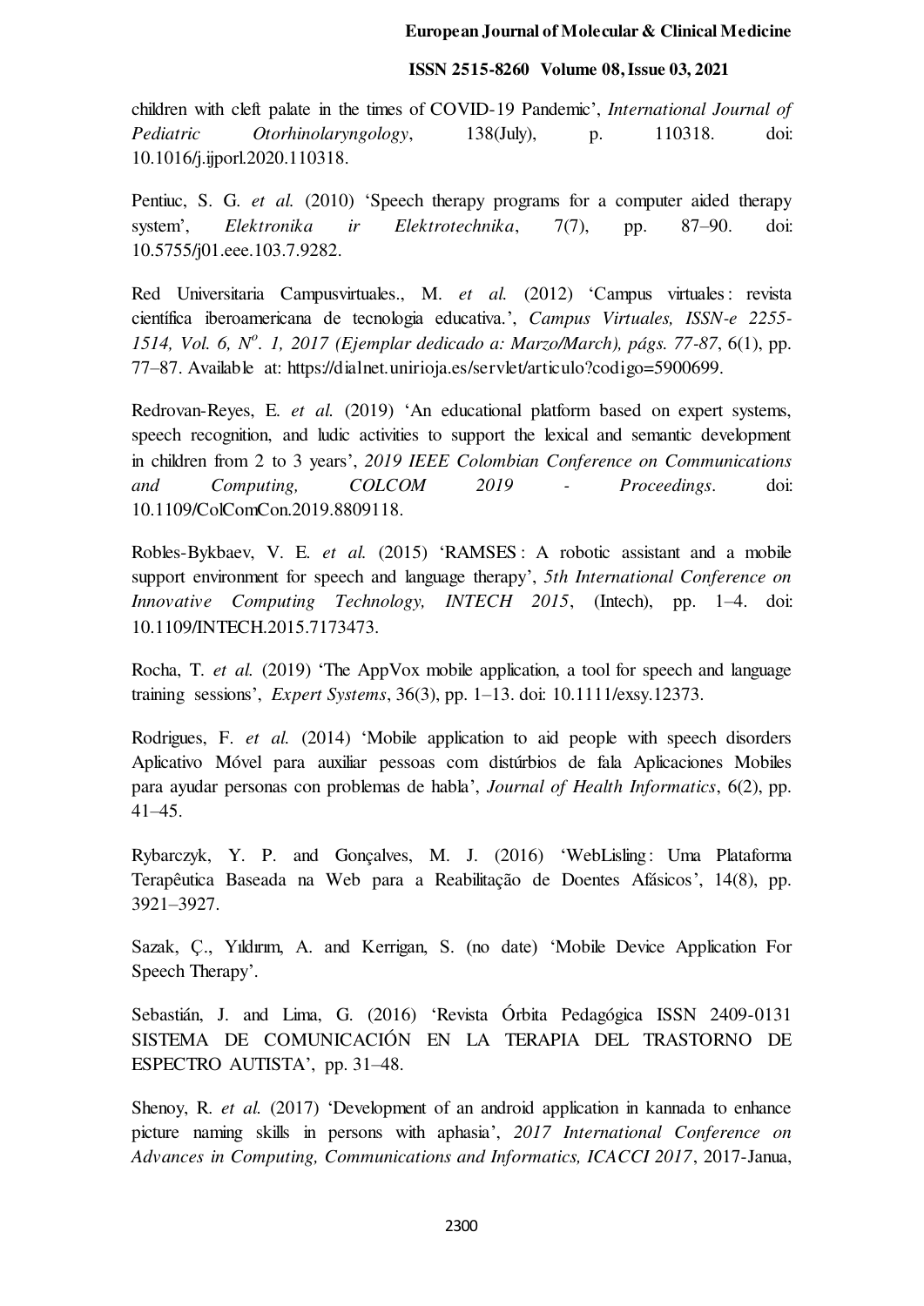children with cleft palate in the times of COVID-19 Pandemic', *International Journal of Pediatric Otorhinolaryngology*, 138(July), p. 110318. doi: 10.1016/j.ijporl.2020.110318.

Pentiuc, S. G. *et al.* (2010) 'Speech therapy programs for a computer aided therapy system', *Elektronika ir Elektrotechnika*, 7(7), pp. 87–90. doi: 10.5755/j01.eee.103.7.9282.

Red Universitaria Campusvirtuales., M. *et al.* (2012) 'Campus virtuales : revista científica iberoamericana de tecnologia educativa.', *Campus Virtuales, ISSN-e 2255-1514, Vol. 6, Nº. 1, 2017 (Ejemplar dedicado a: Marzo/March), págs. 77-87*, 6(1), pp. 77–87. Available at: https://dialnet.unirioja.es/servlet/articulo?codigo=5900699.

Redrovan-Reyes, E. *et al.* (2019) 'An educational platform based on expert systems, speech recognition, and ludic activities to support the lexical and semantic development in children from 2 to 3 years', *2019 IEEE Colombian Conference on Communications and Computing, COLCOM 2019 - Proceedings*. doi: 10.1109/ColComCon.2019.8809118.

Robles-Bykbaev, V. E. *et al.* (2015) 'RAMSES : A robotic assistant and a mobile support environment for speech and language therapy', *5th International Conference on Innovative Computing Technology, INTECH 2015*, (Intech), pp. 1–4. doi: 10.1109/INTECH.2015.7173473.

Rocha, T. *et al.* (2019) 'The AppVox mobile application, a tool for speech and language training sessions', *Expert Systems*, 36(3), pp. 1–13. doi: 10.1111/exsy.12373.

Rodrigues, F. *et al.* (2014) 'Mobile application to aid people with speech disorders Aplicativo Móvel para auxiliar pessoas com distúrbios de fala Aplicaciones Mobiles para ayudar personas con problemas de habla', *Journal of Health Informatics*, 6(2), pp. 41–45.

Rybarczyk, Y. P. and Gonçalves, M. J. (2016) 'WebLisling : Uma Plataforma Terapêutica Baseada na Web para a Reabilitação de Doentes Afásicos', 14(8), pp. 3921–3927.

Sazak, Ç., Yıldırım, A. and Kerrigan, S. (no date) 'Mobile Device Application For Speech Therapy'.

Sebastián, J. and Lima, G. (2016) 'Revista Órbita Pedagógica ISSN 2409-0131 SISTEMA DE COMUNICACIÓN EN LA TERAPIA DEL TRASTORNO DE ESPECTRO AUTISTA', pp. 31–48.

Shenoy, R. *et al.* (2017) 'Development of an android application in kannada to enhance picture naming skills in persons with aphasia', *2017 International Conference on Advances in Computing, Communications and Informatics, ICACCI 2017*, 2017-Janua,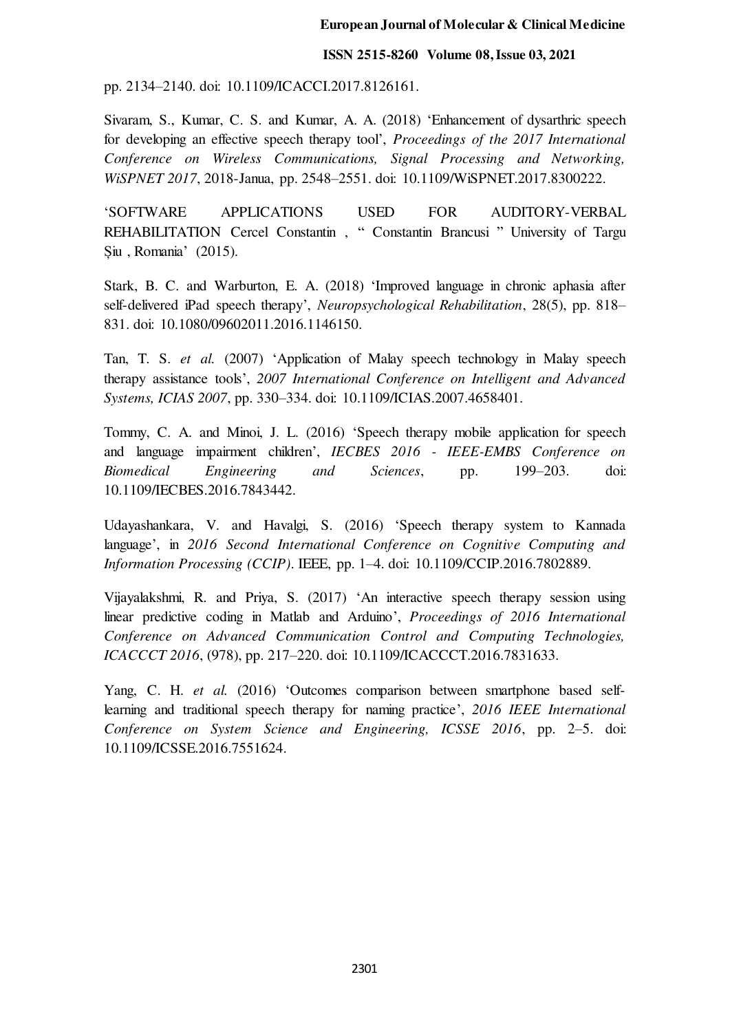pp. 2134–2140. doi: 10.1109/ICACCI.2017.8126161.

Sivaram, S., Kumar, C. S. and Kumar, A. A. (2018) 'Enhancement of dysarthric speech for developing an effective speech therapy tool', *Proceedings of the 2017 International Conference on Wireless Communications, Signal Processing and Networking, WiSPNET 2017*, 2018-Janua, pp. 2548–2551. doi: 10.1109/WiSPNET.2017.8300222.

'SOFTWARE APPLICATIONS USED FOR AUDITORY-VERBAL REHABILITATION Cercel Constantin , " Constantin Brancusi " University of Targu Șiu , Romania' (2015).

Stark, B. C. and Warburton, E. A. (2018) 'Improved language in chronic aphasia after self-delivered iPad speech therapy', *Neuropsychological Rehabilitation*, 28(5), pp. 818–831. doi: 10.1080/09602011.2016.1146150.

Tan, T. S. *et al.* (2007) 'Application of Malay speech technology in Malay speech therapy assistance tools', *2007 International Conference on Intelligent and Advanced Systems, ICIAS 2007*, pp. 330–334. doi: 10.1109/ICIAS.2007.4658401.

Tommy, C. A. and Minoi, J. L. (2016) 'Speech therapy mobile application for speech and language impairment children', *IECBES 2016 - IEEE-EMBS Conference on Biomedical Engineering and Sciences*, pp. 199–203. doi: 10.1109/IECBES.2016.7843442.

Udayashankara, V. and Havalgi, S. (2016) 'Speech therapy system to Kannada language', in *2016 Second International Conference on Cognitive Computing and Information Processing (CCIP)*. IEEE, pp. 1–4. doi: 10.1109/CCIP.2016.7802889.

Vijayalakshmi, R. and Priya, S. (2017) 'An interactive speech therapy session using linear predictive coding in Matlab and Arduino', *Proceedings of 2016 International Conference on Advanced Communication Control and Computing Technologies, ICACCCT 2016*, (978), pp. 217–220. doi: 10.1109/ICACCCT.2016.7831633.

Yang, C. H. *et al.* (2016) 'Outcomes comparison between smartphone based self-learning and traditional speech therapy for naming practice', *2016 IEEE International Conference on System Science and Engineering, ICSSE 2016*, pp. 2–5. doi: 10.1109/ICSSE.2016.7551624.